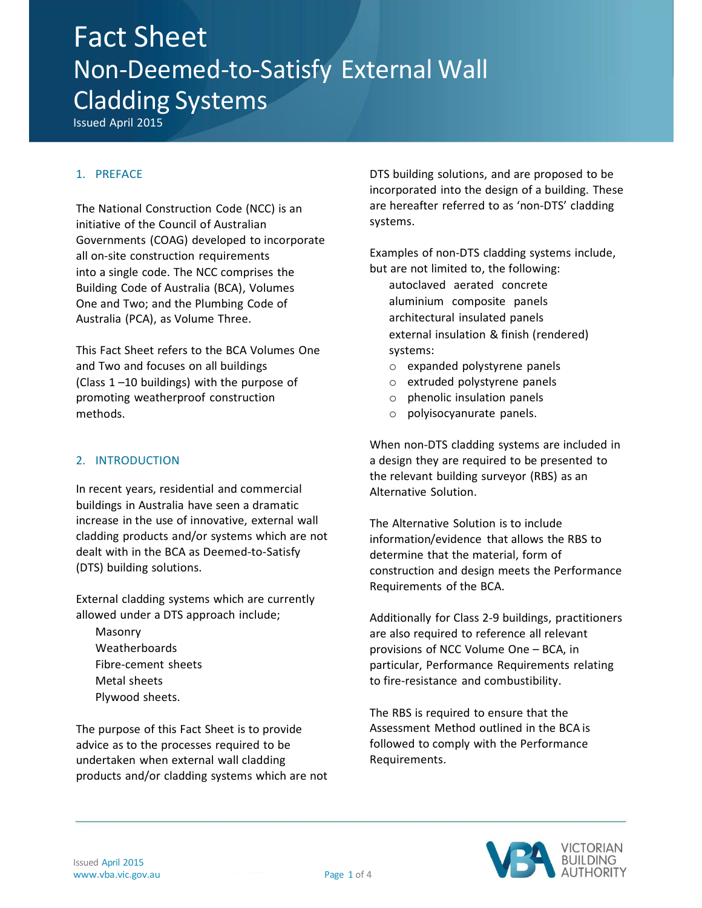# Fact Sheet

# Non-Deemed-to-Satisfy External Wall Cladding Systems

Issued April 2015

## 1. PREFACE

The National Construction Code (NCC) is an initiative of the Council of Australian Governments (COAG) developed to incorporate all on-site construction requirements into a single code. The NCC comprises the Building Code of Australia (BCA), Volumes One and Two; and the Plumbing Code of Australia (PCA), as Volume Three.

This Fact Sheet refers to the BCA Volumes One and Two and focuses on all buildings (Class 1 –10 buildings) with the purpose of promoting weatherproof construction methods.

## 2. INTRODUCTION

In recent years, residential and commercial buildings in Australia have seen a dramatic increase in the use of innovative, external wall cladding products and/or systems which are not dealt with in the BCA as Deemed-to-Satisfy (DTS) building solutions.

External cladding systems which are currently allowed under a DTS approach include;

- Masonry
- Weatherboards
- Fibre-cement sheets
- Metal sheets
- Plywood sheets.

The purpose of this Fact Sheet is to provide advice as to the processes required to be undertaken when external wall cladding products and/or cladding systems which are not DTS building solutions, and are proposed to be incorporated into the design of a building. These are hereafter referred to as 'non-DTS' cladding systems.

Examples of non-DTS cladding systems include, but are not limited to, the following:

- autoclaved aerated concrete
- aluminium composite panels
- architectural insulated panels
- external insulation & finish (rendered) systems:
  - expanded polystyrene panels
  - extruded polystyrene panels
  - phenolic insulation panels
  - polyisocyanurate panels.

When non-DTS cladding systems are included in a design they are required to be presented to the relevant building surveyor (RBS) as an Alternative Solution.

The Alternative Solution is to include information/evidence that allows the RBS to determine that the material, form of construction and design meets the Performance Requirements of the BCA.

Additionally for Class 2-9 buildings, practitioners are also required to reference all relevant provisions of NCC Volume One – BCA, in particular, Performance Requirements relating to fire-resistance and combustibility.

The RBS is required to ensure that the Assessment Method outlined in the BCA is followed to comply with the Performance Requirements.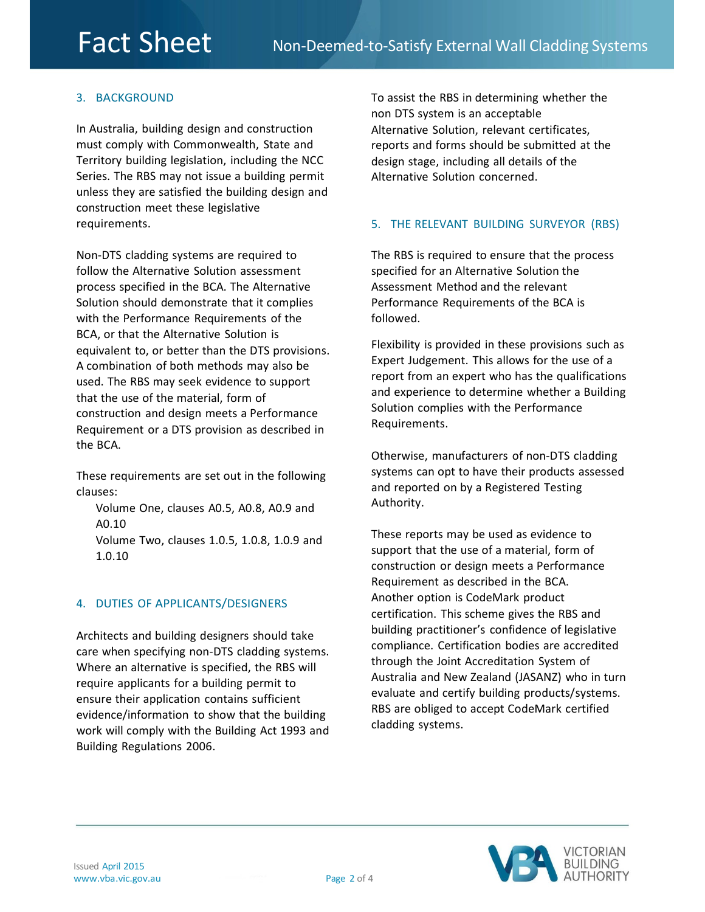## 3. BACKGROUND

In Australia, building design and construction must comply with Commonwealth, State and Territory building legislation, including the NCC Series. The RBS may not issue a building permit unless they are satisfied the building design and construction meet these legislative requirements.

Non-DTS cladding systems are required to follow the Alternative Solution assessment process specified in the BCA. The Alternative Solution should demonstrate that it complies with the Performance Requirements of the BCA, or that the Alternative Solution is equivalent to, or better than the DTS provisions. A combination of both methods may also be used. The RBS may seek evidence to support that the use of the material, form of construction and design meets a Performance Requirement or a DTS provision as described in the BCA.

These requirements are set out in the following clauses:

- Volume One, clauses A0.5, A0.8, A0.9 and A0.10
- Volume Two, clauses 1.0.5, 1.0.8, 1.0.9 and 1.0.10

## 4. DUTIES OF APPLICANTS/DESIGNERS

Architects and building designers should take care when specifying non-DTS cladding systems. Where an alternative is specified, the RBS will require applicants for a building permit to ensure their application contains sufficient evidence/information to show that the building work will comply with the Building Act 1993 and Building Regulations 2006.

To assist the RBS in determining whether the non DTS system is an acceptable Alternative Solution, relevant certificates, reports and forms should be submitted at the design stage, including all details of the Alternative Solution concerned.

## 5. THE RELEVANT BUILDING SURVEYOR (RBS)

The RBS is required to ensure that the process specified for an Alternative Solution the Assessment Method and the relevant Performance Requirements of the BCA is followed.

Flexibility is provided in these provisions such as Expert Judgement. This allows for the use of a report from an expert who has the qualifications and experience to determine whether a Building Solution complies with the Performance Requirements.

Otherwise, manufacturers of non-DTS cladding systems can opt to have their products assessed and reported on by a Registered Testing Authority.

These reports may be used as evidence to support that the use of a material, form of construction or design meets a Performance Requirement as described in the BCA. Another option is CodeMark product certification. This scheme gives the RBS and building practitioner's confidence of legislative compliance. Certification bodies are accredited through the Joint Accreditation System of Australia and New Zealand (JASANZ) who in turn evaluate and certify building products/systems. RBS are obliged to accept CodeMark certified cladding systems.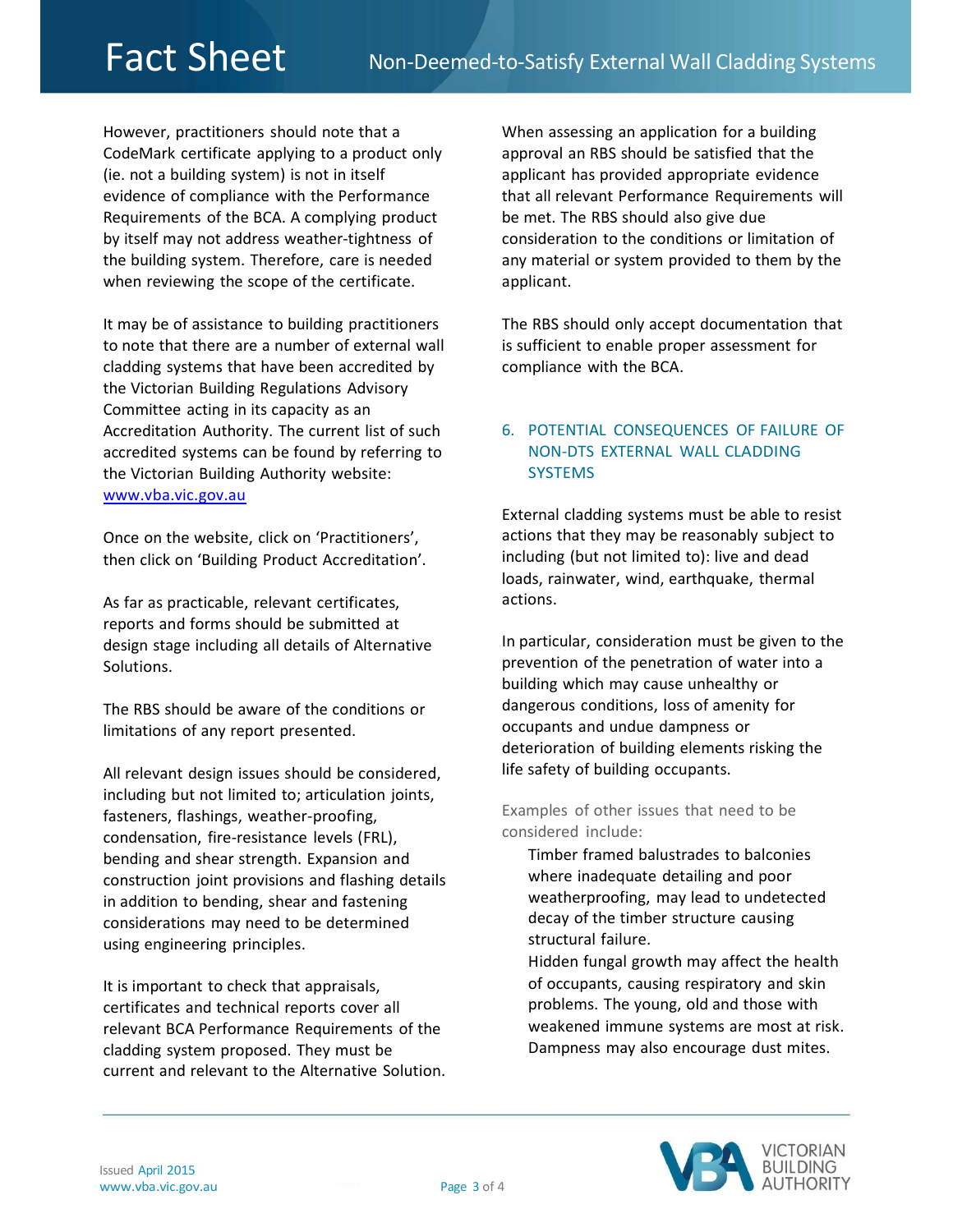However, practitioners should note that a CodeMark certificate applying to a product only (ie. not a building system) is not in itself evidence of compliance with the Performance Requirements of the BCA. A complying product by itself may not address weather-tightness of the building system. Therefore, care is needed when reviewing the scope of the certificate.

It may be of assistance to building practitioners to note that there are a number of external wall cladding systems that have been accredited by the Victorian Building Regulations Advisory Committee acting in its capacity as an Accreditation Authority. The current list of such accredited systems can be found by referring to the Victorian Building Authority website: www.vba.vic.gov.au

Once on the website, click on 'Practitioners', then click on 'Building Product Accreditation'.

As far as practicable, relevant certificates, reports and forms should be submitted at design stage including all details of Alternative Solutions.

The RBS should be aware of the conditions or limitations of any report presented.

All relevant design issues should be considered, including but not limited to; articulation joints, fasteners, flashings, weather-proofing, condensation, fire-resistance levels (FRL), bending and shear strength. Expansion and construction joint provisions and flashing details in addition to bending, shear and fastening considerations may need to be determined using engineering principles.

It is important to check that appraisals, certificates and technical reports cover all relevant BCA Performance Requirements of the cladding system proposed. They must be current and relevant to the Alternative Solution.

When assessing an application for a building approval an RBS should be satisfied that the applicant has provided appropriate evidence that all relevant Performance Requirements will be met. The RBS should also give due consideration to the conditions or limitation of any material or system provided to them by the applicant.

The RBS should only accept documentation that is sufficient to enable proper assessment for compliance with the BCA.

## 6. POTENTIAL CONSEQUENCES OF FAILURE OF NON-DTS EXTERNAL WALL CLADDING SYSTEMS

External cladding systems must be able to resist actions that they may be reasonably subject to including (but not limited to): live and dead loads, rainwater, wind, earthquake, thermal actions.

In particular, consideration must be given to the prevention of the penetration of water into a building which may cause unhealthy or dangerous conditions, loss of amenity for occupants and undue dampness or deterioration of building elements risking the life safety of building occupants.

Examples of other issues that need to be considered include:

- Timber framed balustrades to balconies where inadequate detailing and poor weatherproofing, may lead to undetected decay of the timber structure causing structural failure.
- Hidden fungal growth may affect the health of occupants, causing respiratory and skin problems. The young, old and those with weakened immune systems are most at risk. Dampness may also encourage dust mites.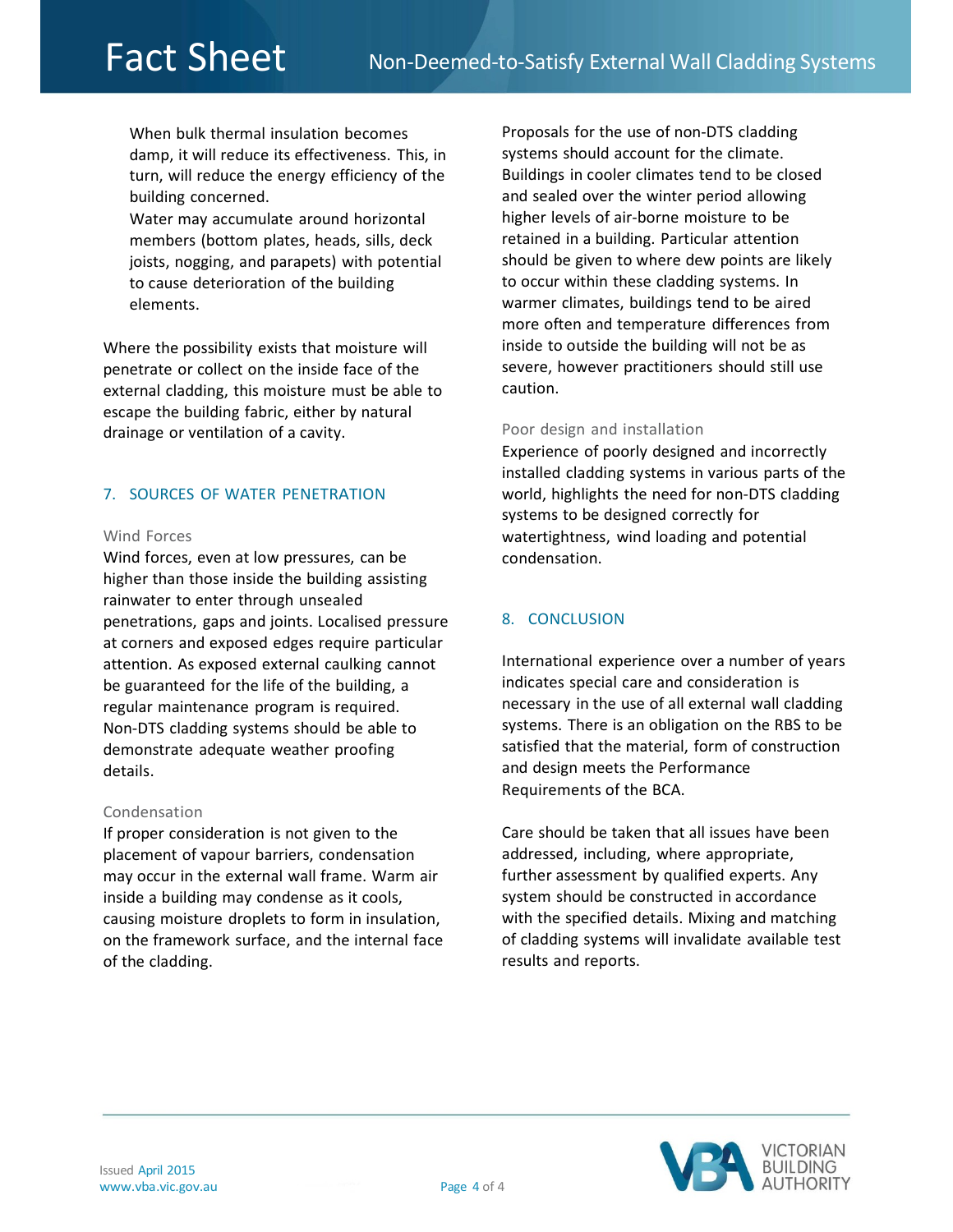When bulk thermal insulation becomes damp, it will reduce its effectiveness. This, in turn, will reduce the energy efficiency of the building concerned.

Water may accumulate around horizontal members (bottom plates, heads, sills, deck joists, nogging, and parapets) with potential to cause deterioration of the building elements.

Where the possibility exists that moisture will penetrate or collect on the inside face of the external cladding, this moisture must be able to escape the building fabric, either by natural drainage or ventilation of a cavity.

## 7. SOURCES OF WATER PENETRATION

### Wind Forces

Wind forces, even at low pressures, can be higher than those inside the building assisting rainwater to enter through unsealed penetrations, gaps and joints. Localised pressure at corners and exposed edges require particular attention. As exposed external caulking cannot be guaranteed for the life of the building, a regular maintenance program is required. Non-DTS cladding systems should be able to demonstrate adequate weather proofing details.

### Condensation

If proper consideration is not given to the placement of vapour barriers, condensation may occur in the external wall frame. Warm air inside a building may condense as it cools, causing moisture droplets to form in insulation, on the framework surface, and the internal face of the cladding.

Proposals for the use of non-DTS cladding systems should account for the climate. Buildings in cooler climates tend to be closed and sealed over the winter period allowing higher levels of air-borne moisture to be retained in a building. Particular attention should be given to where dew points are likely to occur within these cladding systems. In warmer climates, buildings tend to be aired more often and temperature differences from inside to outside the building will not be as severe, however practitioners should still use caution.

### Poor design and installation

Experience of poorly designed and incorrectly installed cladding systems in various parts of the world, highlights the need for non-DTS cladding systems to be designed correctly for watertightness, wind loading and potential condensation.

## 8. CONCLUSION

International experience over a number of years indicates special care and consideration is necessary in the use of all external wall cladding systems. There is an obligation on the RBS to be satisfied that the material, form of construction and design meets the Performance Requirements of the BCA.

Care should be taken that all issues have been addressed, including, where appropriate, further assessment by qualified experts. Any system should be constructed in accordance with the specified details. Mixing and matching of cladding systems will invalidate available test results and reports.